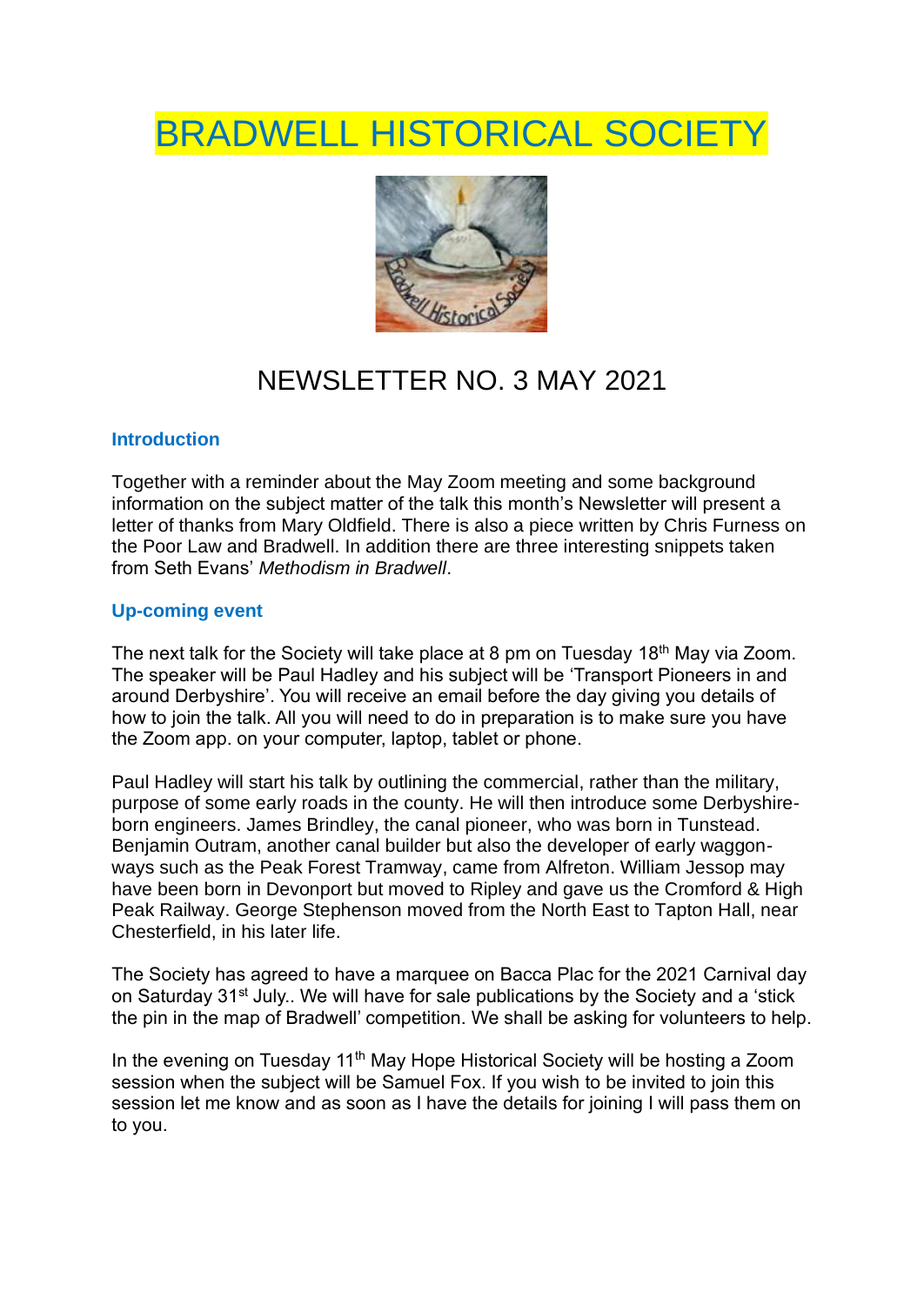# BRADWELL HISTORICAL SOCIETY

## NEWSLETTER NO. 3 MAY 2021

### Introduction

Together with a reminder about the May Zoom meeting and some background information on the subject matter of the talk this month's Newsletter will present a letter of thanks from Mary Oldfield. There is also a piece written by Chris Furness on the Poor Law and Bradwell. In addition there are three interesting snippets taken from Seth Evans' *Methodism in Bradwell*.

### Up-coming event

The next talk for the Society will take place at 8 pm on Tuesday 18th May via Zoom. The speaker will be Paul Hadley and his subject will be 'Transport Pioneers in and around Derbyshire'. You will receive an email before the day giving you details of how to join the talk. All you will need to do in preparation is to make sure you have the Zoom app. on your computer, laptop, tablet or phone.

Paul Hadley will start his talk by outlining the commercial, rather than the military, purpose of some early roads in the county. He will then introduce some Derbyshire-born engineers. James Brindley, the canal pioneer, who was born in Tunstead. Benjamin Outram, another canal builder but also the developer of early waggon-ways such as the Peak Forest Tramway, came from Alfreton. William Jessop may have been born in Devonport but moved to Ripley and gave us the Cromford & High Peak Railway. George Stephenson moved from the North East to Tapton Hall, near Chesterfield, in his later life.

The Society has agreed to have a marquee on Bacca Plac for the 2021 Carnival day on Saturday 31st July.. We will have for sale publications by the Society and a 'stick the pin in the map of Bradwell' competition. We shall be asking for volunteers to help.

In the evening on Tuesday 11th May Hope Historical Society will be hosting a Zoom session when the subject will be Samuel Fox. If you wish to be invited to join this session let me know and as soon as I have the details for joining I will pass them on to you.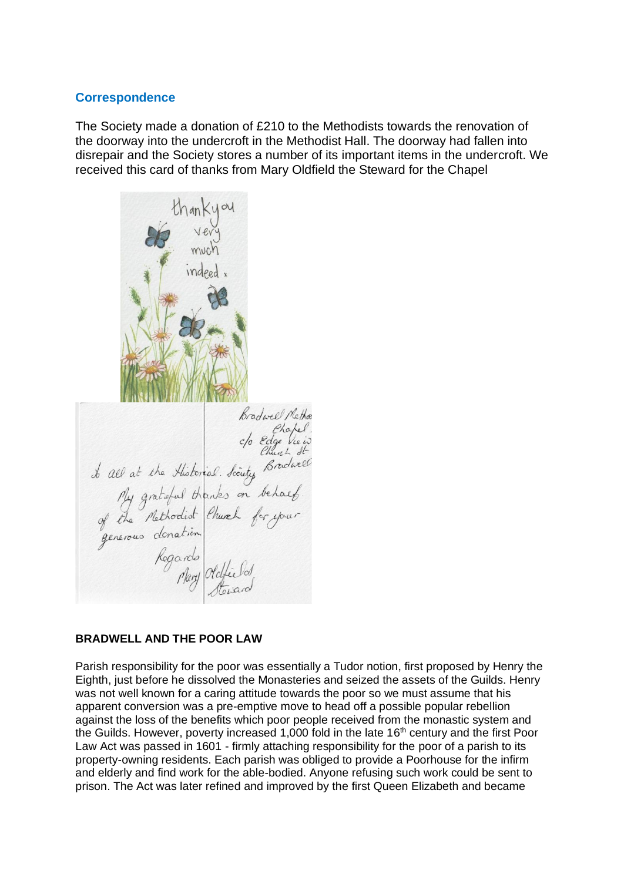## Correspondence

The Society made a donation of £210 to the Methodists towards the renovation of the doorway into the undercroft in the Methodist Hall. The doorway had fallen into disrepair and the Society stores a number of its important items in the undercroft. We received this card of thanks from Mary Oldfield the Steward for the Chapel

**BRADWELL AND THE POOR LAW**

Parish responsibility for the poor was essentially a Tudor notion, first proposed by Henry the Eighth, just before he dissolved the Monasteries and seized the assets of the Guilds. Henry was not well known for a caring attitude towards the poor so we must assume that his apparent conversion was a pre-emptive move to head off a possible popular rebellion against the loss of the benefits which poor people received from the monastic system and the Guilds. However, poverty increased 1,000 fold in the late 16th century and the first Poor Law Act was passed in 1601 - firmly attaching responsibility for the poor of a parish to its property-owning residents. Each parish was obliged to provide a Poorhouse for the infirm and elderly and find work for the able-bodied. Anyone refusing such work could be sent to prison. The Act was later refined and improved by the first Queen Elizabeth and became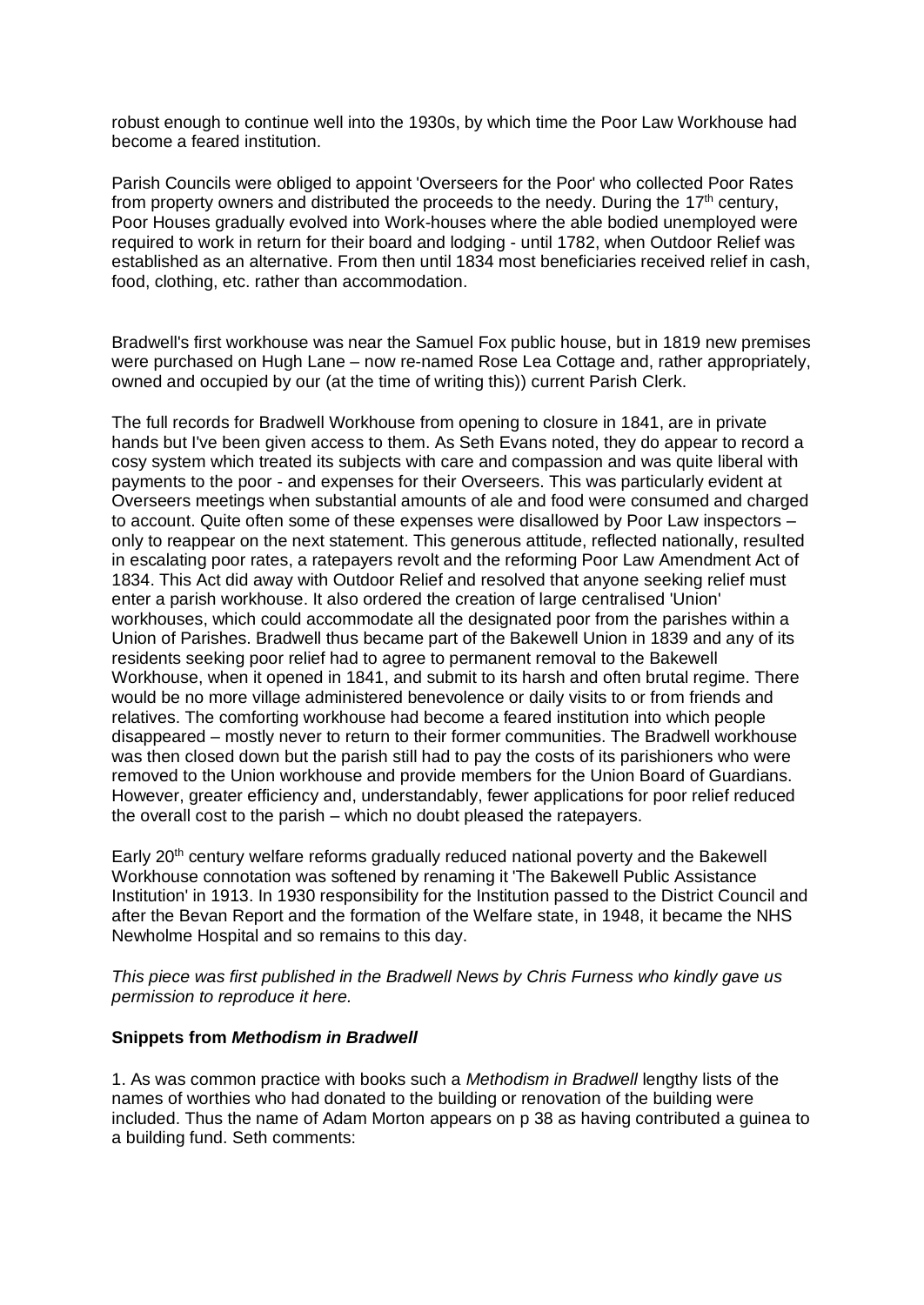robust enough to continue well into the 1930s, by which time the Poor Law Workhouse had become a feared institution.

Parish Councils were obliged to appoint 'Overseers for the Poor' who collected Poor Rates from property owners and distributed the proceeds to the needy. During the 17th century, Poor Houses gradually evolved into Work-houses where the able bodied unemployed were required to work in return for their board and lodging - until 1782, when Outdoor Relief was established as an alternative. From then until 1834 most beneficiaries received relief in cash, food, clothing, etc. rather than accommodation.

Bradwell's first workhouse was near the Samuel Fox public house, but in 1819 new premises were purchased on Hugh Lane – now re-named Rose Lea Cottage and, rather appropriately, owned and occupied by our (at the time of writing this)) current Parish Clerk.

The full records for Bradwell Workhouse from opening to closure in 1841, are in private hands but I've been given access to them. As Seth Evans noted, they do appear to record a cosy system which treated its subjects with care and compassion and was quite liberal with payments to the poor - and expenses for their Overseers. This was particularly evident at Overseers meetings when substantial amounts of ale and food were consumed and charged to account. Quite often some of these expenses were disallowed by Poor Law inspectors – only to reappear on the next statement. This generous attitude, reflected nationally, resulted in escalating poor rates, a ratepayers revolt and the reforming Poor Law Amendment Act of 1834. This Act did away with Outdoor Relief and resolved that anyone seeking relief must enter a parish workhouse. It also ordered the creation of large centralised 'Union' workhouses, which could accommodate all the designated poor from the parishes within a Union of Parishes. Bradwell thus became part of the Bakewell Union in 1839 and any of its residents seeking poor relief had to agree to permanent removal to the Bakewell Workhouse, when it opened in 1841, and submit to its harsh and often brutal regime. There would be no more village administered benevolence or daily visits to or from friends and relatives. The comforting workhouse had become a feared institution into which people disappeared – mostly never to return to their former communities. The Bradwell workhouse was then closed down but the parish still had to pay the costs of its parishioners who were removed to the Union workhouse and provide members for the Union Board of Guardians. However, greater efficiency and, understandably, fewer applications for poor relief reduced the overall cost to the parish – which no doubt pleased the ratepayers.

Early 20th century welfare reforms gradually reduced national poverty and the Bakewell Workhouse connotation was softened by renaming it 'The Bakewell Public Assistance Institution' in 1913. In 1930 responsibility for the Institution passed to the District Council and after the Bevan Report and the formation of the Welfare state, in 1948, it became the NHS Newholme Hospital and so remains to this day.

*This piece was first published in the Bradwell News by Chris Furness who kindly gave us permission to reproduce it here.*

**Snippets from *Methodism in Bradwell***

1. As was common practice with books such a *Methodism in Bradwell* lengthy lists of the names of worthies who had donated to the building or renovation of the building were included. Thus the name of Adam Morton appears on p 38 as having contributed a guinea to a building fund. Seth comments: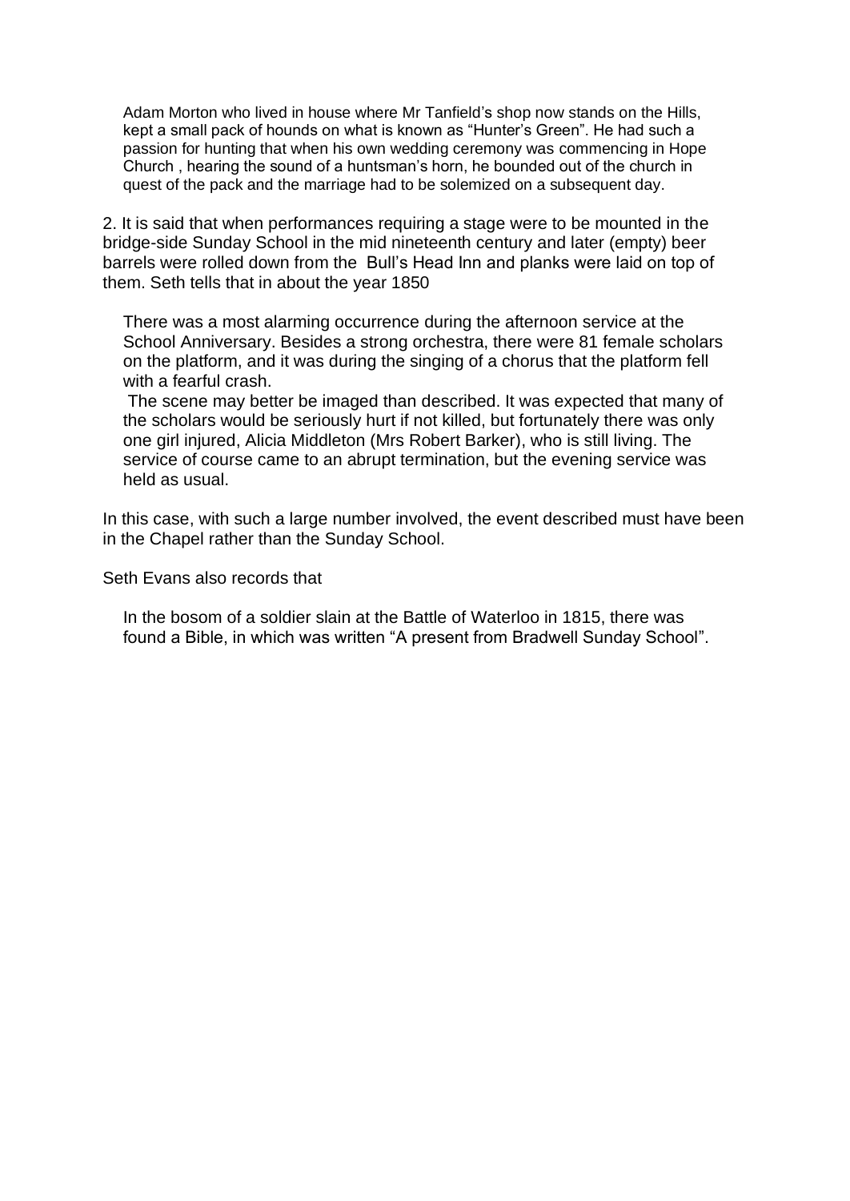> Adam Morton who lived in house where Mr Tanfield's shop now stands on the Hills, kept a small pack of hounds on what is known as "Hunter's Green". He had such a passion for hunting that when his own wedding ceremony was commencing in Hope Church , hearing the sound of a huntsman's horn, he bounded out of the church in quest of the pack and the marriage had to be solemized on a subsequent day.

2. It is said that when performances requiring a stage were to be mounted in the bridge-side Sunday School in the mid nineteenth century and later (empty) beer barrels were rolled down from the Bull's Head Inn and planks were laid on top of them. Seth tells that in about the year 1850

> There was a most alarming occurrence during the afternoon service at the School Anniversary. Besides a strong orchestra, there were 81 female scholars on the platform, and it was during the singing of a chorus that the platform fell with a fearful crash.
>
> The scene may better be imaged than described. It was expected that many of the scholars would be seriously hurt if not killed, but fortunately there was only one girl injured, Alicia Middleton (Mrs Robert Barker), who is still living. The service of course came to an abrupt termination, but the evening service was held as usual.

In this case, with such a large number involved, the event described must have been in the Chapel rather than the Sunday School.

Seth Evans also records that

> In the bosom of a soldier slain at the Battle of Waterloo in 1815, there was found a Bible, in which was written "A present from Bradwell Sunday School".